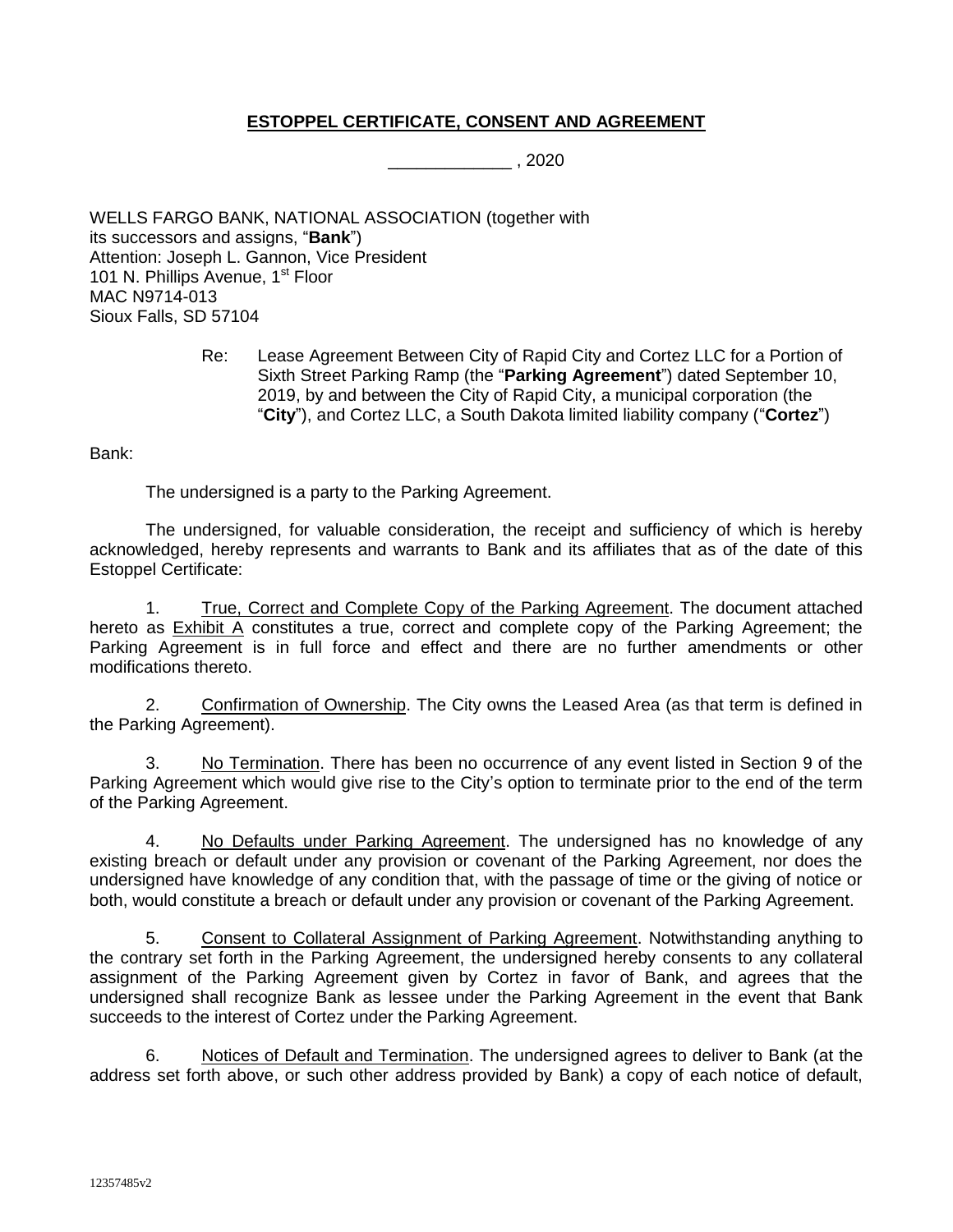# ESTOPPEL CERTIFICATE, CONSENT AND AGREEMENT

_____________ , 2020

WELLS FARGO BANK, NATIONAL ASSOCIATION (together with its successors and assigns, "**Bank**")
Attention: Joseph L. Gannon, Vice President
101 N. Phillips Avenue, 1st Floor
MAC N9714-013
Sioux Falls, SD 57104

Re: Lease Agreement Between City of Rapid City and Cortez LLC for a Portion of Sixth Street Parking Ramp (the "**Parking Agreement**") dated September 10, 2019, by and between the City of Rapid City, a municipal corporation (the "**City**"), and Cortez LLC, a South Dakota limited liability company ("**Cortez**")

Bank:

The undersigned is a party to the Parking Agreement.

The undersigned, for valuable consideration, the receipt and sufficiency of which is hereby acknowledged, hereby represents and warrants to Bank and its affiliates that as of the date of this Estoppel Certificate:

1. True, Correct and Complete Copy of the Parking Agreement. The document attached hereto as Exhibit A constitutes a true, correct and complete copy of the Parking Agreement; the Parking Agreement is in full force and effect and there are no further amendments or other modifications thereto.

2. Confirmation of Ownership. The City owns the Leased Area (as that term is defined in the Parking Agreement).

3. No Termination. There has been no occurrence of any event listed in Section 9 of the Parking Agreement which would give rise to the City's option to terminate prior to the end of the term of the Parking Agreement.

4. No Defaults under Parking Agreement. The undersigned has no knowledge of any existing breach or default under any provision or covenant of the Parking Agreement, nor does the undersigned have knowledge of any condition that, with the passage of time or the giving of notice or both, would constitute a breach or default under any provision or covenant of the Parking Agreement.

5. Consent to Collateral Assignment of Parking Agreement. Notwithstanding anything to the contrary set forth in the Parking Agreement, the undersigned hereby consents to any collateral assignment of the Parking Agreement given by Cortez in favor of Bank, and agrees that the undersigned shall recognize Bank as lessee under the Parking Agreement in the event that Bank succeeds to the interest of Cortez under the Parking Agreement.

6. Notices of Default and Termination. The undersigned agrees to deliver to Bank (at the address set forth above, or such other address provided by Bank) a copy of each notice of default,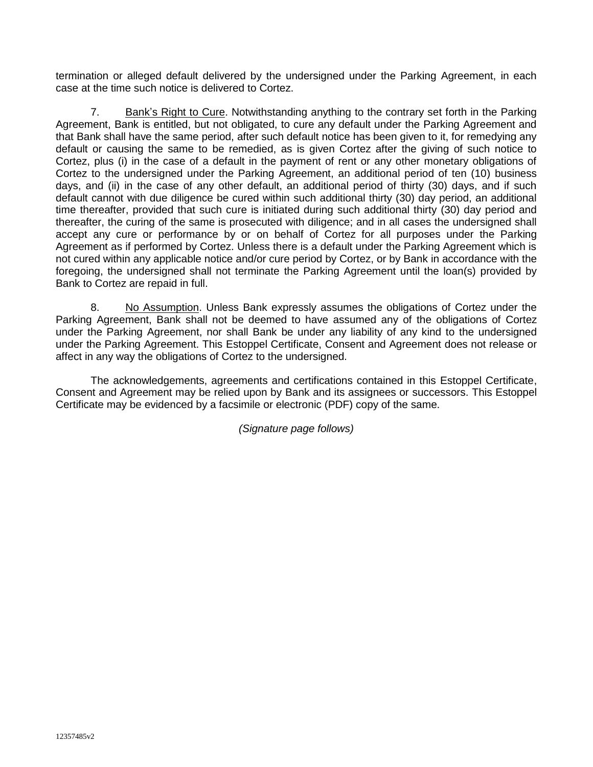termination or alleged default delivered by the undersigned under the Parking Agreement, in each case at the time such notice is delivered to Cortez.

7. <u>Bank's Right to Cure</u>. Notwithstanding anything to the contrary set forth in the Parking Agreement, Bank is entitled, but not obligated, to cure any default under the Parking Agreement and that Bank shall have the same period, after such default notice has been given to it, for remedying any default or causing the same to be remedied, as is given Cortez after the giving of such notice to Cortez, plus (i) in the case of a default in the payment of rent or any other monetary obligations of Cortez to the undersigned under the Parking Agreement, an additional period of ten (10) business days, and (ii) in the case of any other default, an additional period of thirty (30) days, and if such default cannot with due diligence be cured within such additional thirty (30) day period, an additional time thereafter, provided that such cure is initiated during such additional thirty (30) day period and thereafter, the curing of the same is prosecuted with diligence; and in all cases the undersigned shall accept any cure or performance by or on behalf of Cortez for all purposes under the Parking Agreement as if performed by Cortez. Unless there is a default under the Parking Agreement which is not cured within any applicable notice and/or cure period by Cortez, or by Bank in accordance with the foregoing, the undersigned shall not terminate the Parking Agreement until the loan(s) provided by Bank to Cortez are repaid in full.

8. <u>No Assumption</u>. Unless Bank expressly assumes the obligations of Cortez under the Parking Agreement, Bank shall not be deemed to have assumed any of the obligations of Cortez under the Parking Agreement, nor shall Bank be under any liability of any kind to the undersigned under the Parking Agreement. This Estoppel Certificate, Consent and Agreement does not release or affect in any way the obligations of Cortez to the undersigned.

The acknowledgements, agreements and certifications contained in this Estoppel Certificate, Consent and Agreement may be relied upon by Bank and its assignees or successors. This Estoppel Certificate may be evidenced by a facsimile or electronic (PDF) copy of the same.

*(Signature page follows)*

12357485v2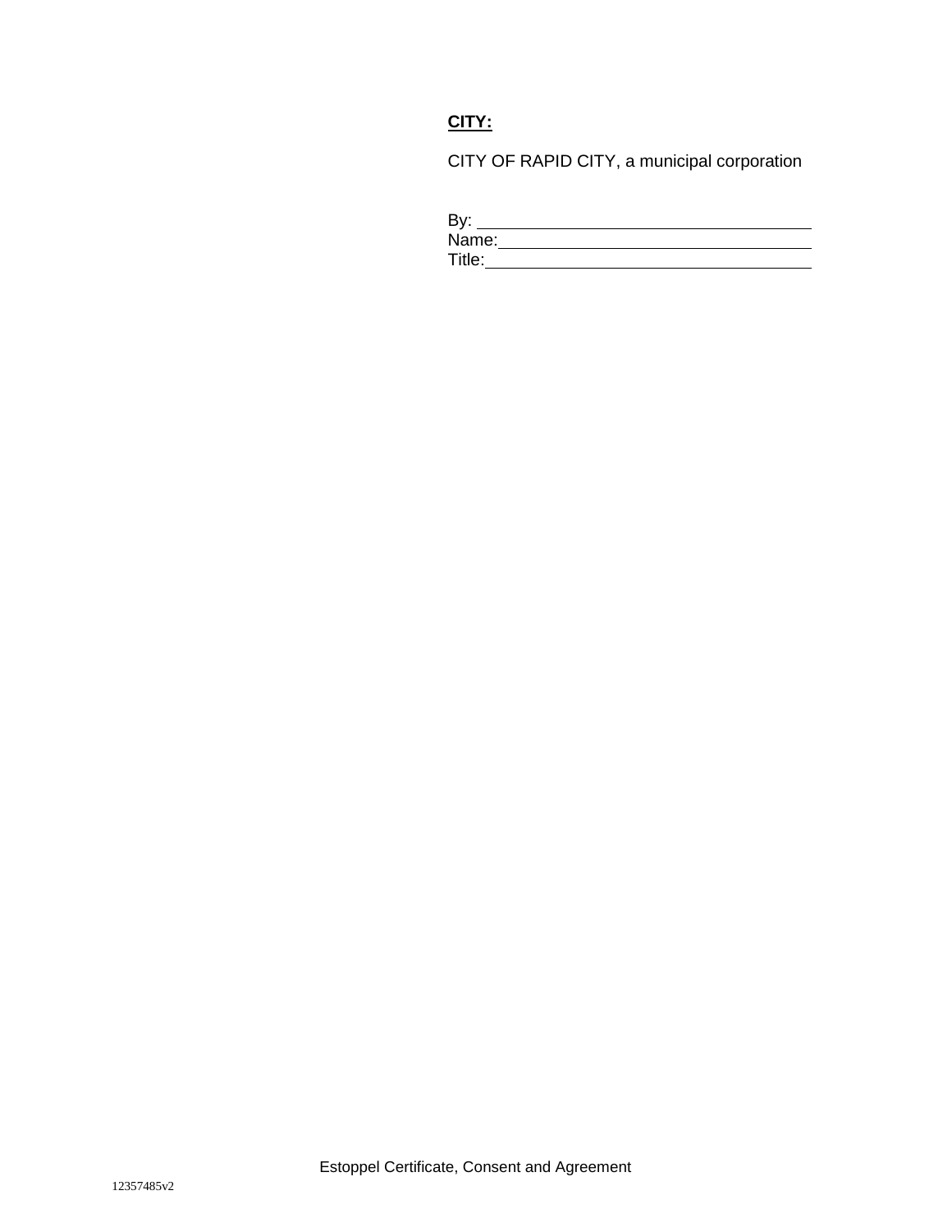**CITY:**

CITY OF RAPID CITY, a municipal corporation

By: \_\_\_\_\_\_\_\_\_\_\_\_\_\_\_\_\_\_\_\_\_\_\_\_\_\_\_\_\_\_\_\_\_\_\_\_
Name: \_\_\_\_\_\_\_\_\_\_\_\_\_\_\_\_\_\_\_\_\_\_\_\_\_\_\_\_\_\_\_\_\_\_
Title: \_\_\_\_\_\_\_\_\_\_\_\_\_\_\_\_\_\_\_\_\_\_\_\_\_\_\_\_\_\_\_\_\_\_\_

Estoppel Certificate, Consent and Agreement

12357485v2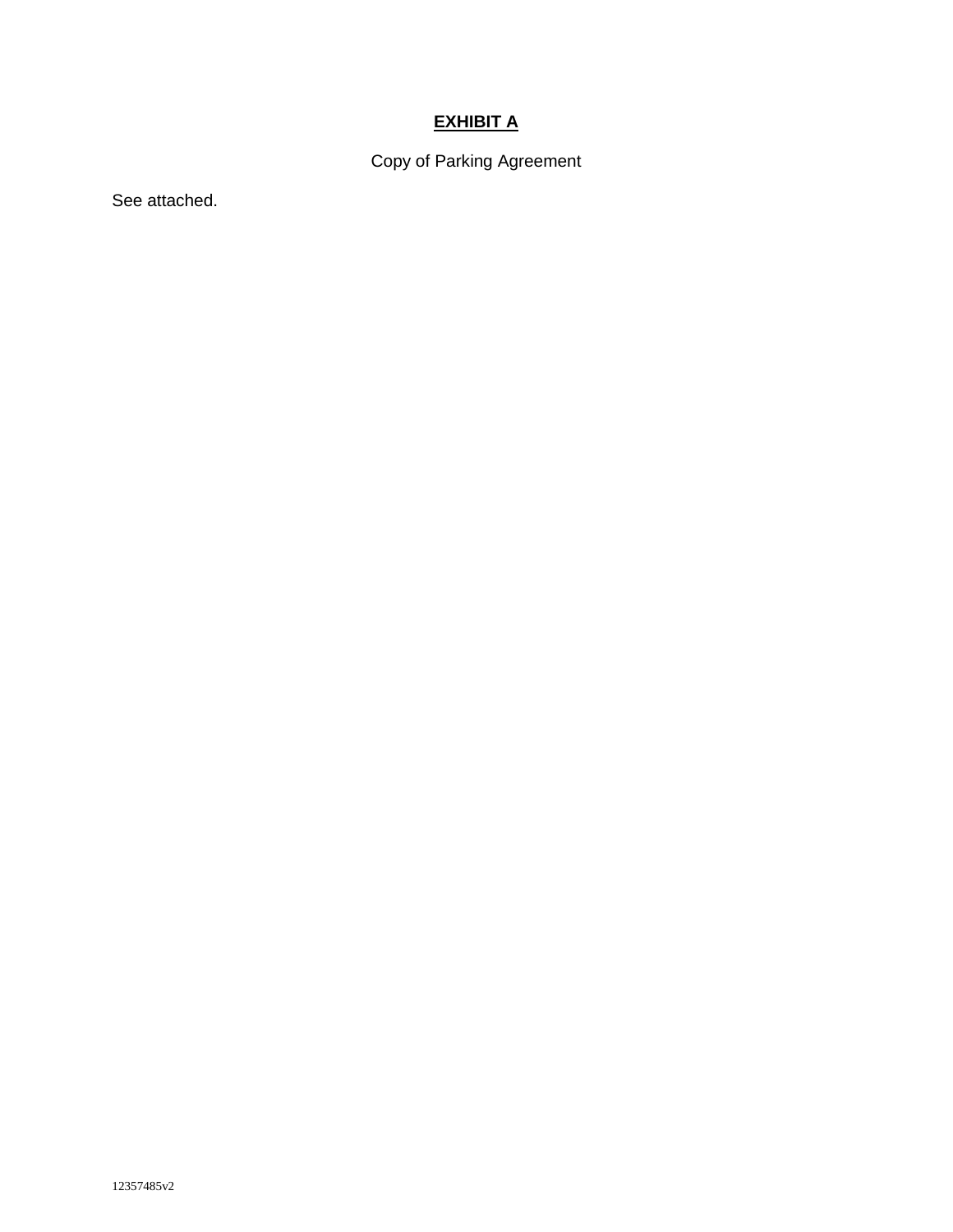# **EXHIBIT A**

Copy of Parking Agreement

See attached.

12357485v2